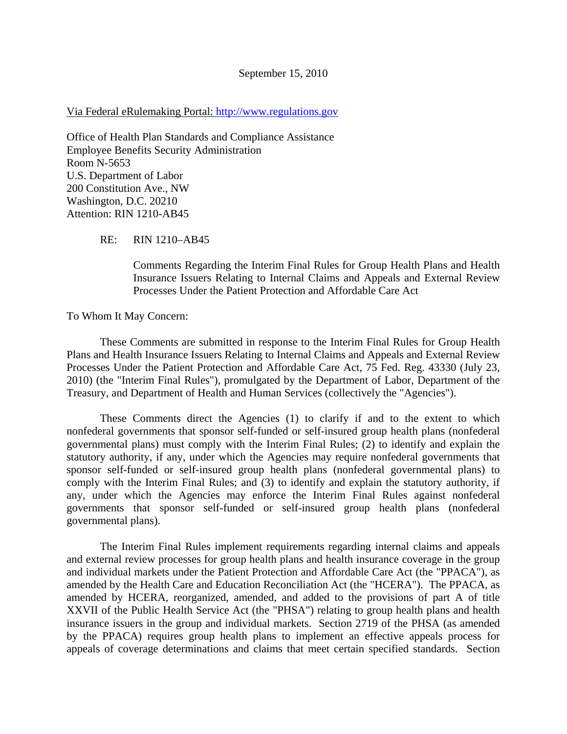September 15, 2010

Via Federal eRulemaking Portal: http://www.regulations.gov

Office of Health Plan Standards and Compliance Assistance
Employee Benefits Security Administration
Room N-5653
U.S. Department of Labor
200 Constitution Ave., NW
Washington, D.C. 20210
Attention: RIN 1210-AB45

RE: RIN 1210–AB45

Comments Regarding the Interim Final Rules for Group Health Plans and Health Insurance Issuers Relating to Internal Claims and Appeals and External Review Processes Under the Patient Protection and Affordable Care Act

To Whom It May Concern:

These Comments are submitted in response to the Interim Final Rules for Group Health Plans and Health Insurance Issuers Relating to Internal Claims and Appeals and External Review Processes Under the Patient Protection and Affordable Care Act, 75 Fed. Reg. 43330 (July 23, 2010) (the "Interim Final Rules"), promulgated by the Department of Labor, Department of the Treasury, and Department of Health and Human Services (collectively the "Agencies").

These Comments direct the Agencies (1) to clarify if and to the extent to which nonfederal governments that sponsor self-funded or self-insured group health plans (nonfederal governmental plans) must comply with the Interim Final Rules; (2) to identify and explain the statutory authority, if any, under which the Agencies may require nonfederal governments that sponsor self-funded or self-insured group health plans (nonfederal governmental plans) to comply with the Interim Final Rules; and (3) to identify and explain the statutory authority, if any, under which the Agencies may enforce the Interim Final Rules against nonfederal governments that sponsor self-funded or self-insured group health plans (nonfederal governmental plans).

The Interim Final Rules implement requirements regarding internal claims and appeals and external review processes for group health plans and health insurance coverage in the group and individual markets under the Patient Protection and Affordable Care Act (the "PPACA"), as amended by the Health Care and Education Reconciliation Act (the "HCERA"). The PPACA, as amended by HCERA, reorganized, amended, and added to the provisions of part A of title XXVII of the Public Health Service Act (the "PHSA") relating to group health plans and health insurance issuers in the group and individual markets. Section 2719 of the PHSA (as amended by the PPACA) requires group health plans to implement an effective appeals process for appeals of coverage determinations and claims that meet certain specified standards. Section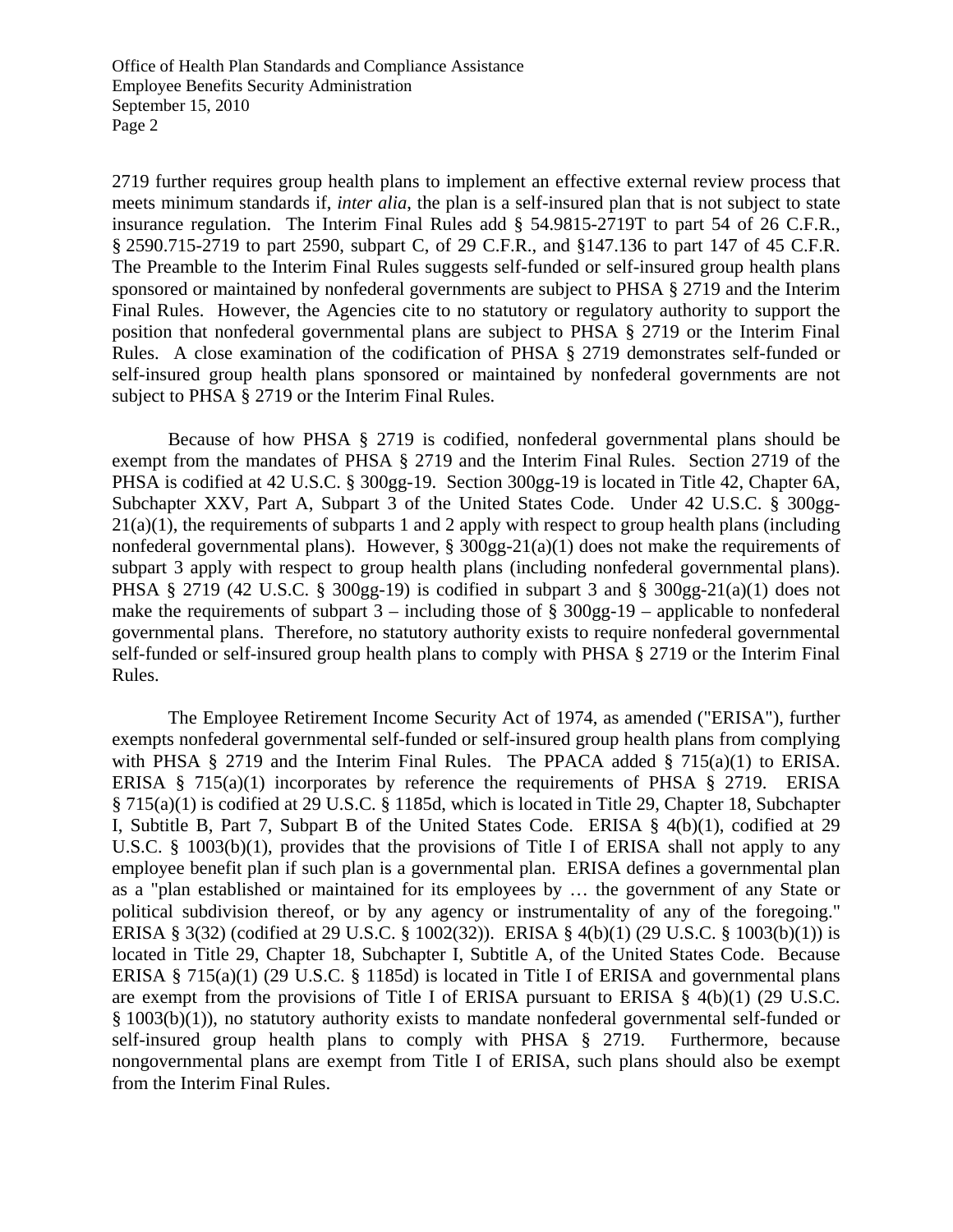2719 further requires group health plans to implement an effective external review process that meets minimum standards if, *inter alia*, the plan is a self-insured plan that is not subject to state insurance regulation. The Interim Final Rules add § 54.9815-2719T to part 54 of 26 C.F.R., § 2590.715-2719 to part 2590, subpart C, of 29 C.F.R., and §147.136 to part 147 of 45 C.F.R. The Preamble to the Interim Final Rules suggests self-funded or self-insured group health plans sponsored or maintained by nonfederal governments are subject to PHSA § 2719 and the Interim Final Rules. However, the Agencies cite to no statutory or regulatory authority to support the position that nonfederal governmental plans are subject to PHSA § 2719 or the Interim Final Rules. A close examination of the codification of PHSA § 2719 demonstrates self-funded or self-insured group health plans sponsored or maintained by nonfederal governments are not subject to PHSA § 2719 or the Interim Final Rules.

Because of how PHSA § 2719 is codified, nonfederal governmental plans should be exempt from the mandates of PHSA § 2719 and the Interim Final Rules. Section 2719 of the PHSA is codified at 42 U.S.C. § 300gg-19. Section 300gg-19 is located in Title 42, Chapter 6A, Subchapter XXV, Part A, Subpart 3 of the United States Code. Under 42 U.S.C. § 300gg-21(a)(1), the requirements of subparts 1 and 2 apply with respect to group health plans (including nonfederal governmental plans). However, § 300gg-21(a)(1) does not make the requirements of subpart 3 apply with respect to group health plans (including nonfederal governmental plans). PHSA § 2719 (42 U.S.C. § 300gg-19) is codified in subpart 3 and § 300gg-21(a)(1) does not make the requirements of subpart 3 – including those of § 300gg-19 – applicable to nonfederal governmental plans. Therefore, no statutory authority exists to require nonfederal governmental self-funded or self-insured group health plans to comply with PHSA § 2719 or the Interim Final Rules.

The Employee Retirement Income Security Act of 1974, as amended ("ERISA"), further exempts nonfederal governmental self-funded or self-insured group health plans from complying with PHSA § 2719 and the Interim Final Rules. The PPACA added § 715(a)(1) to ERISA. ERISA § 715(a)(1) incorporates by reference the requirements of PHSA § 2719. ERISA § 715(a)(1) is codified at 29 U.S.C. § 1185d, which is located in Title 29, Chapter 18, Subchapter I, Subtitle B, Part 7, Subpart B of the United States Code. ERISA § 4(b)(1), codified at 29 U.S.C. § 1003(b)(1), provides that the provisions of Title I of ERISA shall not apply to any employee benefit plan if such plan is a governmental plan. ERISA defines a governmental plan as a "plan established or maintained for its employees by … the government of any State or political subdivision thereof, or by any agency or instrumentality of any of the foregoing." ERISA § 3(32) (codified at 29 U.S.C. § 1002(32)). ERISA § 4(b)(1) (29 U.S.C. § 1003(b)(1)) is located in Title 29, Chapter 18, Subchapter I, Subtitle A, of the United States Code. Because ERISA § 715(a)(1) (29 U.S.C. § 1185d) is located in Title I of ERISA and governmental plans are exempt from the provisions of Title I of ERISA pursuant to ERISA § 4(b)(1) (29 U.S.C. § 1003(b)(1)), no statutory authority exists to mandate nonfederal governmental self-funded or self-insured group health plans to comply with PHSA § 2719. Furthermore, because nongovernmental plans are exempt from Title I of ERISA, such plans should also be exempt from the Interim Final Rules.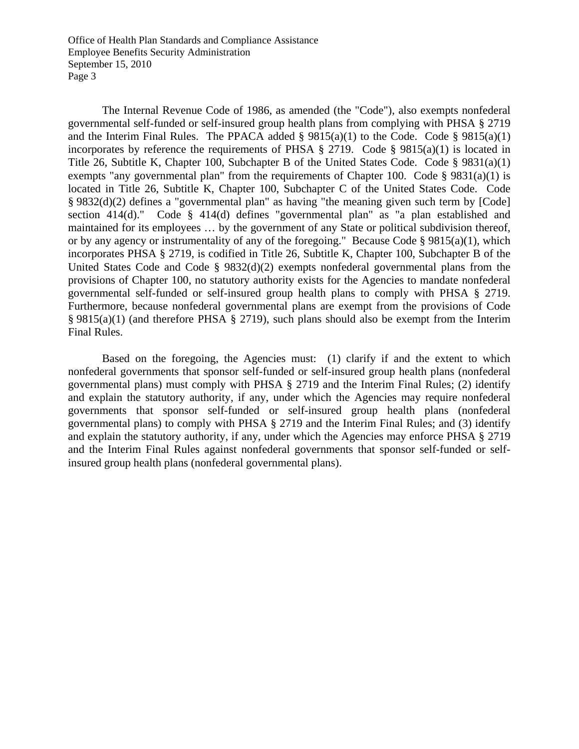The Internal Revenue Code of 1986, as amended (the "Code"), also exempts nonfederal governmental self-funded or self-insured group health plans from complying with PHSA § 2719 and the Interim Final Rules. The PPACA added § 9815(a)(1) to the Code. Code § 9815(a)(1) incorporates by reference the requirements of PHSA § 2719. Code § 9815(a)(1) is located in Title 26, Subtitle K, Chapter 100, Subchapter B of the United States Code. Code § 9831(a)(1) exempts "any governmental plan" from the requirements of Chapter 100. Code § 9831(a)(1) is located in Title 26, Subtitle K, Chapter 100, Subchapter C of the United States Code. Code § 9832(d)(2) defines a "governmental plan" as having "the meaning given such term by [Code] section 414(d)." Code § 414(d) defines "governmental plan" as "a plan established and maintained for its employees … by the government of any State or political subdivision thereof, or by any agency or instrumentality of any of the foregoing." Because Code § 9815(a)(1), which incorporates PHSA § 2719, is codified in Title 26, Subtitle K, Chapter 100, Subchapter B of the United States Code and Code § 9832(d)(2) exempts nonfederal governmental plans from the provisions of Chapter 100, no statutory authority exists for the Agencies to mandate nonfederal governmental self-funded or self-insured group health plans to comply with PHSA § 2719. Furthermore, because nonfederal governmental plans are exempt from the provisions of Code § 9815(a)(1) (and therefore PHSA § 2719), such plans should also be exempt from the Interim Final Rules.

Based on the foregoing, the Agencies must: (1) clarify if and the extent to which nonfederal governments that sponsor self-funded or self-insured group health plans (nonfederal governmental plans) must comply with PHSA § 2719 and the Interim Final Rules; (2) identify and explain the statutory authority, if any, under which the Agencies may require nonfederal governments that sponsor self-funded or self-insured group health plans (nonfederal governmental plans) to comply with PHSA § 2719 and the Interim Final Rules; and (3) identify and explain the statutory authority, if any, under which the Agencies may enforce PHSA § 2719 and the Interim Final Rules against nonfederal governments that sponsor self-funded or self-insured group health plans (nonfederal governmental plans).